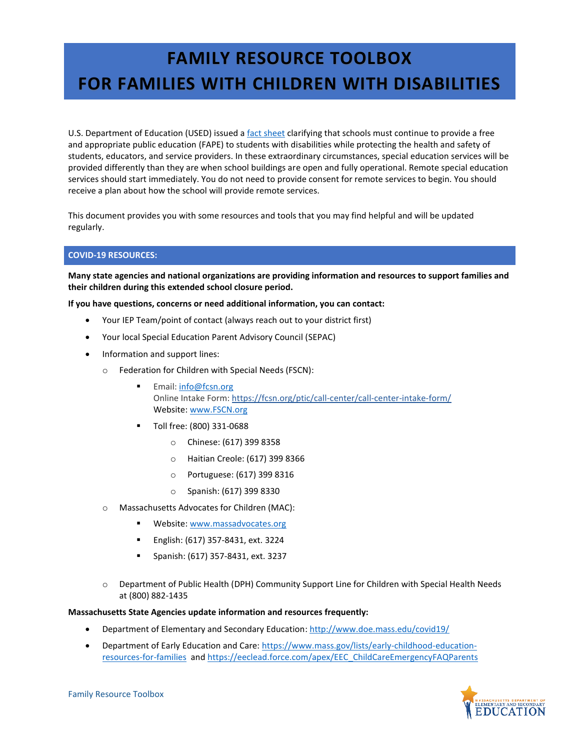# FAMILY RESOURCE TOOLBOX
# FOR FAMILIES WITH CHILDREN WITH DISABILITIES

U.S. Department of Education (USED) issued a [fact sheet](fact sheet) clarifying that schools must continue to provide a free and appropriate public education (FAPE) to students with disabilities while protecting the health and safety of students, educators, and service providers. In these extraordinary circumstances, special education services will be provided differently than they are when school buildings are open and fully operational. Remote special education services should start immediately. You do not need to provide consent for remote services to begin. You should receive a plan about how the school will provide remote services.

This document provides you with some resources and tools that you may find helpful and will be updated regularly.

## COVID-19 RESOURCES:

**Many state agencies and national organizations are providing information and resources to support families and their children during this extended school closure period.**

**If you have questions, concerns or need additional information, you can contact:**

- Your IEP Team/point of contact (always reach out to your district first)
- Your local Special Education Parent Advisory Council (SEPAC)
- Information and support lines:
  - Federation for Children with Special Needs (FSCN):
    - Email: info@fcsn.org
      Online Intake Form: https://fcsn.org/ptic/call-center/call-center-intake-form/
      Website: www.FSCN.org
    - Toll free: (800) 331-0688
      - Chinese: (617) 399 8358
      - Haitian Creole: (617) 399 8366
      - Portuguese: (617) 399 8316
      - Spanish: (617) 399 8330
  - Massachusetts Advocates for Children (MAC):
    - Website: www.massadvocates.org
    - English: (617) 357-8431, ext. 3224
    - Spanish: (617) 357-8431, ext. 3237
  - Department of Public Health (DPH) Community Support Line for Children with Special Health Needs at (800) 882-1435

**Massachusetts State Agencies update information and resources frequently:**

- Department of Elementary and Secondary Education: http://www.doe.mass.edu/covid19/
- Department of Early Education and Care: https://www.mass.gov/lists/early-childhood-education-resources-for-families and https://eeclead.force.com/apex/EEC_ChildCareEmergencyFAQParents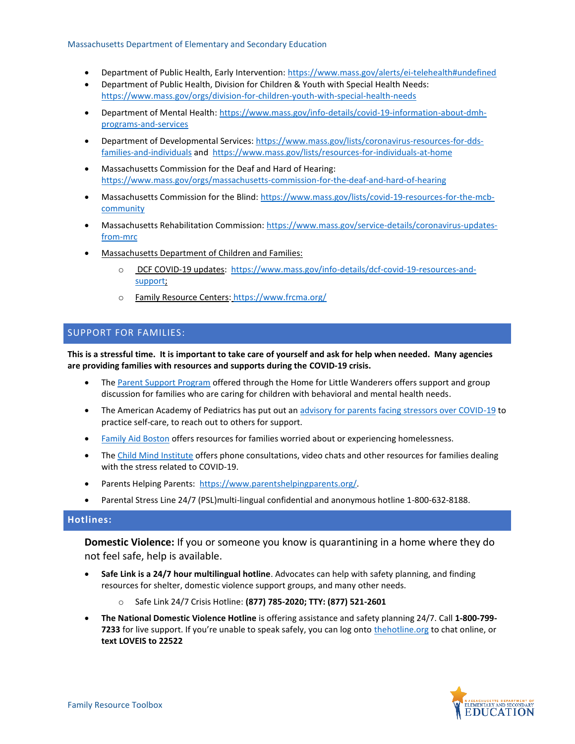- Department of Public Health, Early Intervention: https://www.mass.gov/alerts/ei-telehealth#undefined
- Department of Public Health, Division for Children & Youth with Special Health Needs: https://www.mass.gov/orgs/division-for-children-youth-with-special-health-needs
- Department of Mental Health: https://www.mass.gov/info-details/covid-19-information-about-dmh-programs-and-services
- Department of Developmental Services: https://www.mass.gov/lists/coronavirus-resources-for-dds-families-and-individuals and https://www.mass.gov/lists/resources-for-individuals-at-home
- Massachusetts Commission for the Deaf and Hard of Hearing: https://www.mass.gov/orgs/massachusetts-commission-for-the-deaf-and-hard-of-hearing
- Massachusetts Commission for the Blind: https://www.mass.gov/lists/covid-19-resources-for-the-mcb-community
- Massachusetts Rehabilitation Commission: https://www.mass.gov/service-details/coronavirus-updates-from-mrc
- Massachusetts Department of Children and Families:
  - DCF COVID-19 updates: https://www.mass.gov/info-details/dcf-covid-19-resources-and-support;
  - Family Resource Centers: https://www.frcma.org/

## SUPPORT FOR FAMILIES:

**This is a stressful time. It is important to take care of yourself and ask for help when needed. Many agencies are providing families with resources and supports during the COVID-19 crisis.**

- The Parent Support Program offered through the Home for Little Wanderers offers support and group discussion for families who are caring for children with behavioral and mental health needs.
- The American Academy of Pediatrics has put out an advisory for parents facing stressors over COVID-19 to practice self-care, to reach out to others for support.
- Family Aid Boston offers resources for families worried about or experiencing homelessness.
- The Child Mind Institute offers phone consultations, video chats and other resources for families dealing with the stress related to COVID-19.
- Parents Helping Parents: https://www.parentshelpingparents.org/.
- Parental Stress Line 24/7 (PSL)multi-lingual confidential and anonymous hotline 1-800-632-8188.

## Hotlines:

**Domestic Violence:** If you or someone you know is quarantining in a home where they do not feel safe, help is available.

- **Safe Link is a 24/7 hour multilingual hotline**. Advocates can help with safety planning, and finding resources for shelter, domestic violence support groups, and many other needs.
  - Safe Link 24/7 Crisis Hotline: **(877) 785-2020; TTY: (877) 521-2601**
- **The National Domestic Violence Hotline** is offering assistance and safety planning 24/7. Call **1-800-799-7233** for live support. If you're unable to speak safely, you can log onto thehotline.org to chat online, or **text LOVEIS to 22522**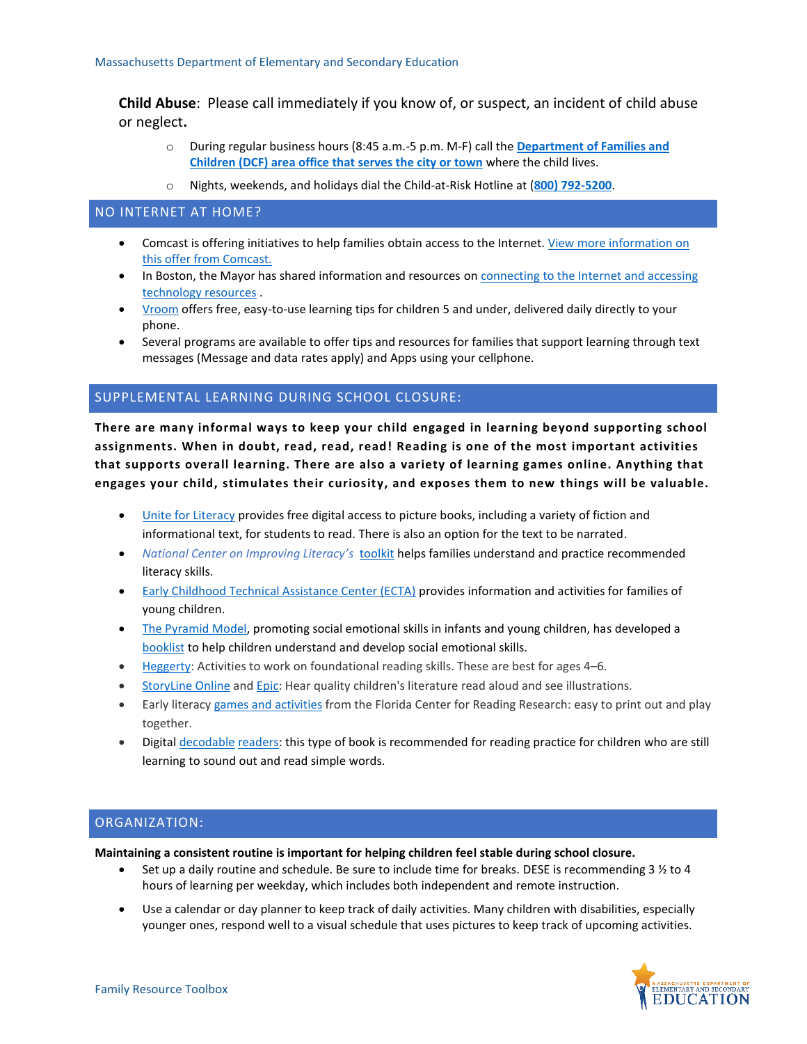**Child Abuse**: Please call immediately if you know of, or suspect, an incident of child abuse or neglect**.**

- During regular business hours (8:45 a.m.-5 p.m. M-F) call the **Department of Families and Children (DCF) area office that serves the city or town** where the child lives.
- Nights, weekends, and holidays dial the Child-at-Risk Hotline at **(800) 792-5200**.

## NO INTERNET AT HOME?

- Comcast is offering initiatives to help families obtain access to the Internet. View more information on this offer from Comcast.
- In Boston, the Mayor has shared information and resources on connecting to the Internet and accessing technology resources .
- Vroom offers free, easy-to-use learning tips for children 5 and under, delivered daily directly to your phone.
- Several programs are available to offer tips and resources for families that support learning through text messages (Message and data rates apply) and Apps using your cellphone.

## SUPPLEMENTAL LEARNING DURING SCHOOL CLOSURE:

**There are many informal ways to keep your child engaged in learning beyond supporting school assignments. When in doubt, read, read, read! Reading is one of the most important activities that supports overall learning. There are also a variety of learning games online. Anything that engages your child, stimulates their curiosity, and exposes them to new things will be valuable.**

- Unite for Literacy provides free digital access to picture books, including a variety of fiction and informational text, for students to read. There is also an option for the text to be narrated.
- *National Center on Improving Literacy's* toolkit helps families understand and practice recommended literacy skills.
- Early Childhood Technical Assistance Center (ECTA) provides information and activities for families of young children.
- The Pyramid Model, promoting social emotional skills in infants and young children, has developed a booklist to help children understand and develop social emotional skills.
- Heggerty: Activities to work on foundational reading skills. These are best for ages 4–6.
- StoryLine Online and Epic: Hear quality children's literature read aloud and see illustrations.
- Early literacy games and activities from the Florida Center for Reading Research: easy to print out and play together.
- Digital decodable readers: this type of book is recommended for reading practice for children who are still learning to sound out and read simple words.

## ORGANIZATION:

**Maintaining a consistent routine is important for helping children feel stable during school closure.**

- Set up a daily routine and schedule. Be sure to include time for breaks. DESE is recommending 3 ½ to 4 hours of learning per weekday, which includes both independent and remote instruction.
- Use a calendar or day planner to keep track of daily activities. Many children with disabilities, especially younger ones, respond well to a visual schedule that uses pictures to keep track of upcoming activities.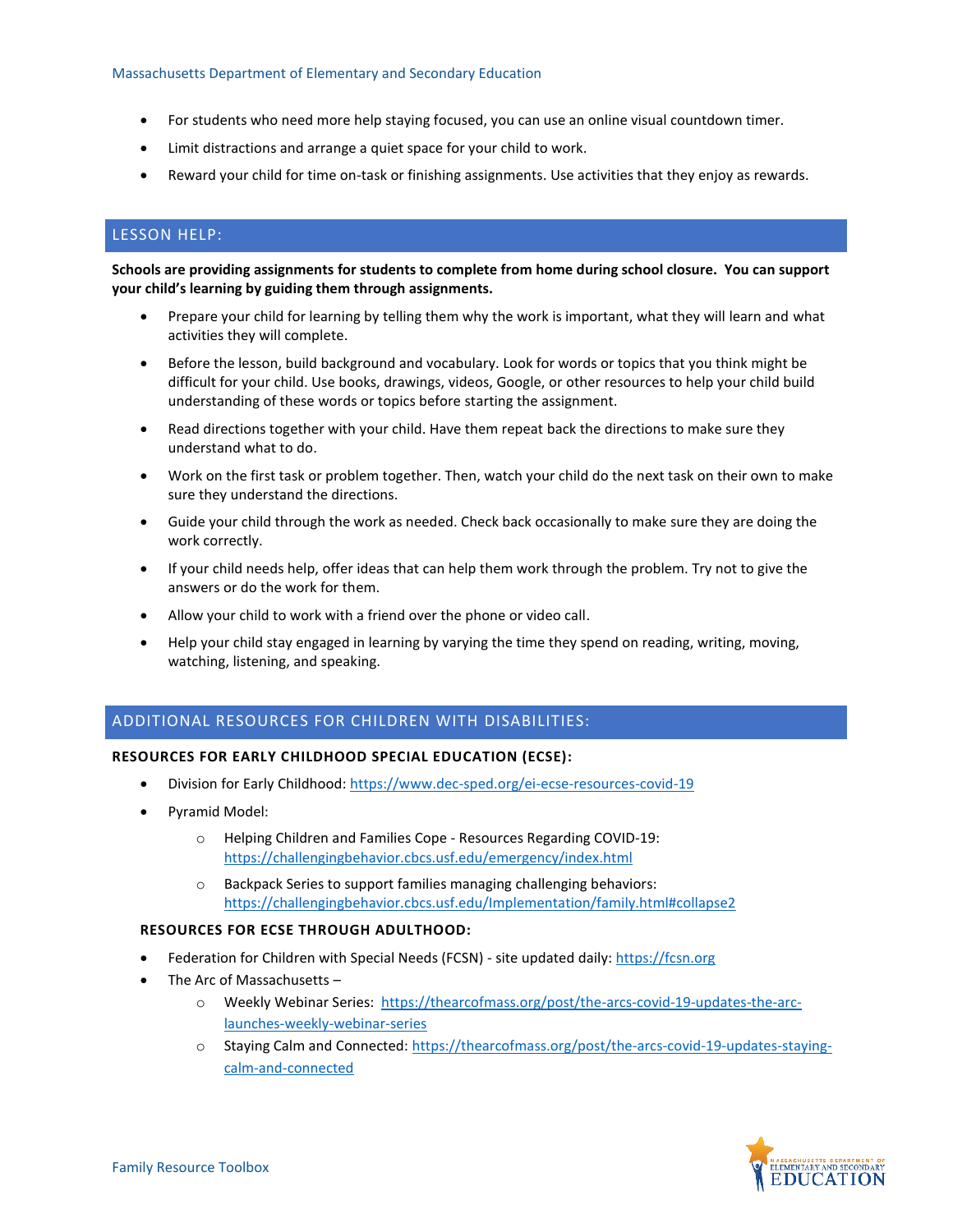- For students who need more help staying focused, you can use an online visual countdown timer.
- Limit distractions and arrange a quiet space for your child to work.
- Reward your child for time on-task or finishing assignments. Use activities that they enjoy as rewards.

## LESSON HELP:

**Schools are providing assignments for students to complete from home during school closure. You can support your child's learning by guiding them through assignments.**

- Prepare your child for learning by telling them why the work is important, what they will learn and what activities they will complete.
- Before the lesson, build background and vocabulary. Look for words or topics that you think might be difficult for your child. Use books, drawings, videos, Google, or other resources to help your child build understanding of these words or topics before starting the assignment.
- Read directions together with your child. Have them repeat back the directions to make sure they understand what to do.
- Work on the first task or problem together. Then, watch your child do the next task on their own to make sure they understand the directions.
- Guide your child through the work as needed. Check back occasionally to make sure they are doing the work correctly.
- If your child needs help, offer ideas that can help them work through the problem. Try not to give the answers or do the work for them.
- Allow your child to work with a friend over the phone or video call.
- Help your child stay engaged in learning by varying the time they spend on reading, writing, moving, watching, listening, and speaking.

## ADDITIONAL RESOURCES FOR CHILDREN WITH DISABILITIES:

### RESOURCES FOR EARLY CHILDHOOD SPECIAL EDUCATION (ECSE):

- Division for Early Childhood: https://www.dec-sped.org/ei-ecse-resources-covid-19
- Pyramid Model:
  - Helping Children and Families Cope - Resources Regarding COVID-19: https://challengingbehavior.cbcs.usf.edu/emergency/index.html
  - Backpack Series to support families managing challenging behaviors: https://challengingbehavior.cbcs.usf.edu/Implementation/family.html#collapse2

### RESOURCES FOR ECSE THROUGH ADULTHOOD:

- Federation for Children with Special Needs (FCSN) - site updated daily: https://fcsn.org
- The Arc of Massachusetts –
  - Weekly Webinar Series: https://thearcofmass.org/post/the-arcs-covid-19-updates-the-arc-launches-weekly-webinar-series
  - Staying Calm and Connected: https://thearcofmass.org/post/the-arcs-covid-19-updates-staying-calm-and-connected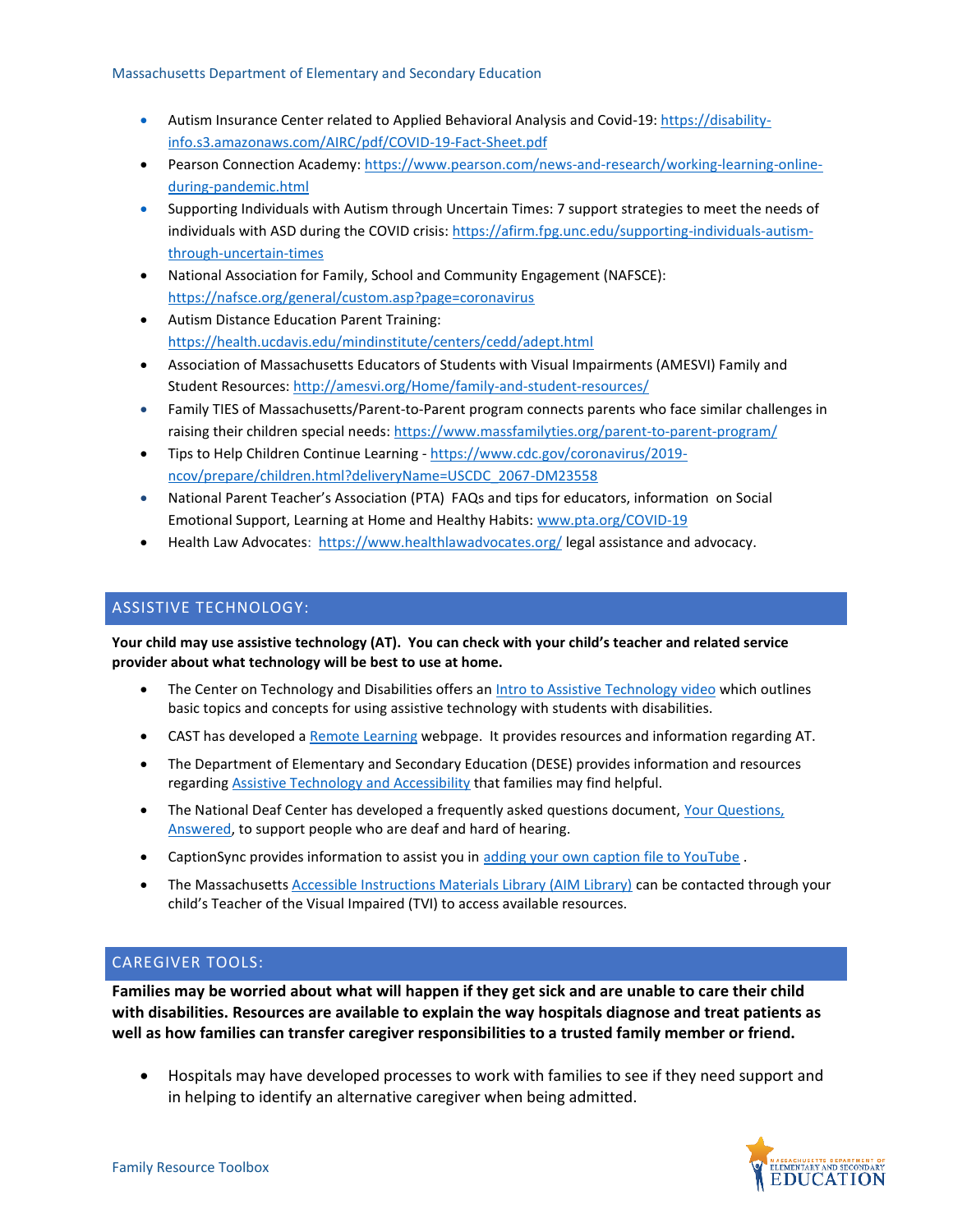- Autism Insurance Center related to Applied Behavioral Analysis and Covid-19: https://disability-info.s3.amazonaws.com/AIRC/pdf/COVID-19-Fact-Sheet.pdf
- Pearson Connection Academy: https://www.pearson.com/news-and-research/working-learning-online-during-pandemic.html
- Supporting Individuals with Autism through Uncertain Times: 7 support strategies to meet the needs of individuals with ASD during the COVID crisis: https://afirm.fpg.unc.edu/supporting-individuals-autism-through-uncertain-times
- National Association for Family, School and Community Engagement (NAFSCE): https://nafsce.org/general/custom.asp?page=coronavirus
- Autism Distance Education Parent Training: https://health.ucdavis.edu/mindinstitute/centers/cedd/adept.html
- Association of Massachusetts Educators of Students with Visual Impairments (AMESVI) Family and Student Resources: http://amesvi.org/Home/family-and-student-resources/
- Family TIES of Massachusetts/Parent-to-Parent program connects parents who face similar challenges in raising their children special needs: https://www.massfamilyties.org/parent-to-parent-program/
- Tips to Help Children Continue Learning - https://www.cdc.gov/coronavirus/2019-ncov/prepare/children.html?deliveryName=USCDC_2067-DM23558
- National Parent Teacher's Association (PTA) FAQs and tips for educators, information on Social Emotional Support, Learning at Home and Healthy Habits: www.pta.org/COVID-19
- Health Law Advocates: https://www.healthlawadvocates.org/ legal assistance and advocacy.

## ASSISTIVE TECHNOLOGY:

**Your child may use assistive technology (AT). You can check with your child's teacher and related service provider about what technology will be best to use at home.**

- The Center on Technology and Disabilities offers an Intro to Assistive Technology video which outlines basic topics and concepts for using assistive technology with students with disabilities.
- CAST has developed a Remote Learning webpage. It provides resources and information regarding AT.
- The Department of Elementary and Secondary Education (DESE) provides information and resources regarding Assistive Technology and Accessibility that families may find helpful.
- The National Deaf Center has developed a frequently asked questions document, Your Questions, Answered, to support people who are deaf and hard of hearing.
- CaptionSync provides information to assist you in adding your own caption file to YouTube .
- The Massachusetts Accessible Instructions Materials Library (AIM Library) can be contacted through your child's Teacher of the Visual Impaired (TVI) to access available resources.

## CAREGIVER TOOLS:

**Families may be worried about what will happen if they get sick and are unable to care their child with disabilities. Resources are available to explain the way hospitals diagnose and treat patients as well as how families can transfer caregiver responsibilities to a trusted family member or friend.**

- Hospitals may have developed processes to work with families to see if they need support and in helping to identify an alternative caregiver when being admitted.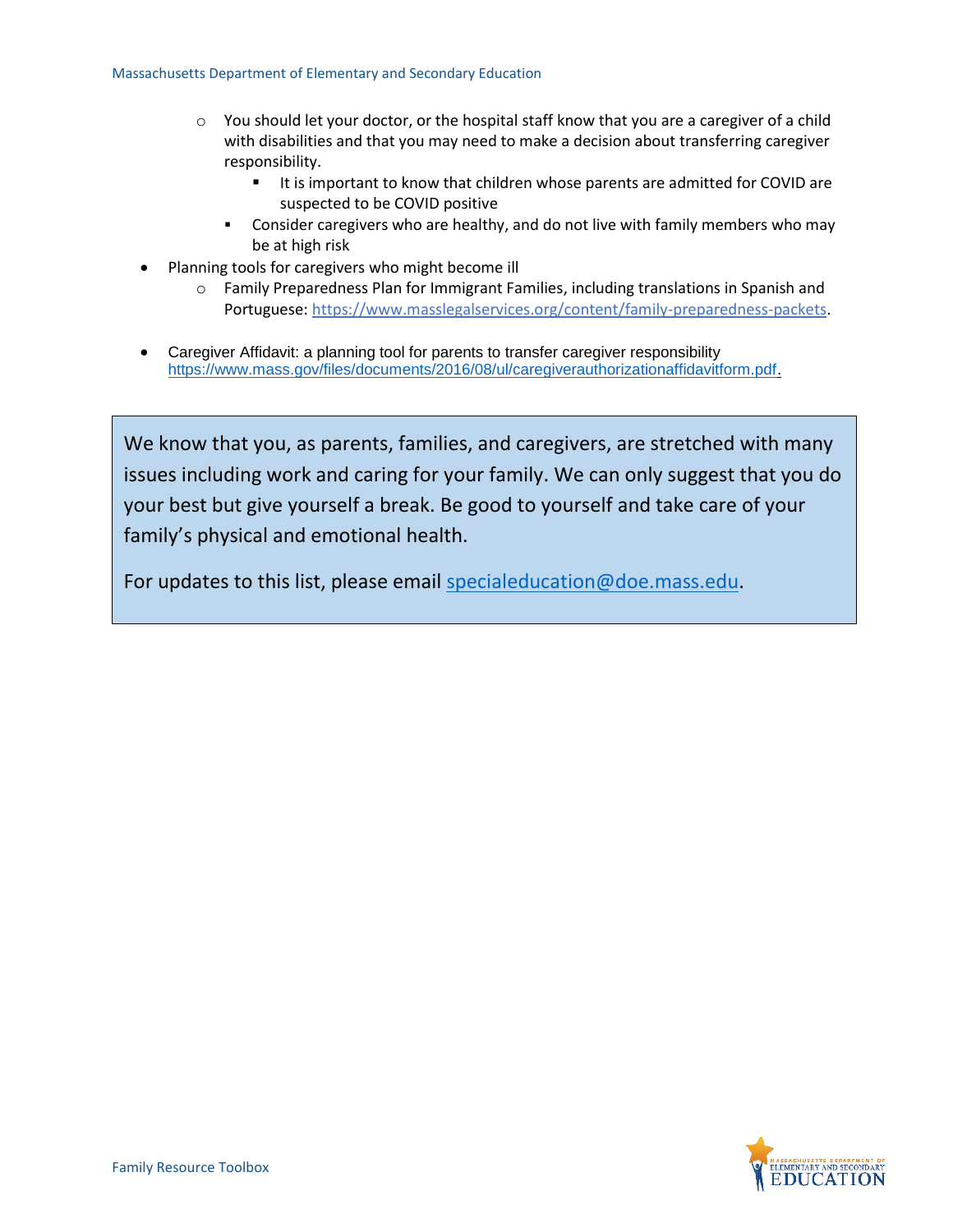- You should let your doctor, or the hospital staff know that you are a caregiver of a child with disabilities and that you may need to make a decision about transferring caregiver responsibility.
    - It is important to know that children whose parents are admitted for COVID are suspected to be COVID positive
    - Consider caregivers who are healthy, and do not live with family members who may be at high risk
- Planning tools for caregivers who might become ill
  - Family Preparedness Plan for Immigrant Families, including translations in Spanish and Portuguese: https://www.masslegalservices.org/content/family-preparedness-packets.
- Caregiver Affidavit: a planning tool for parents to transfer caregiver responsibility https://www.mass.gov/files/documents/2016/08/ul/caregiverauthorizationaffidavitform.pdf.

We know that you, as parents, families, and caregivers, are stretched with many issues including work and caring for your family. We can only suggest that you do your best but give yourself a break. Be good to yourself and take care of your family's physical and emotional health.

For updates to this list, please email specialeducation@doe.mass.edu.